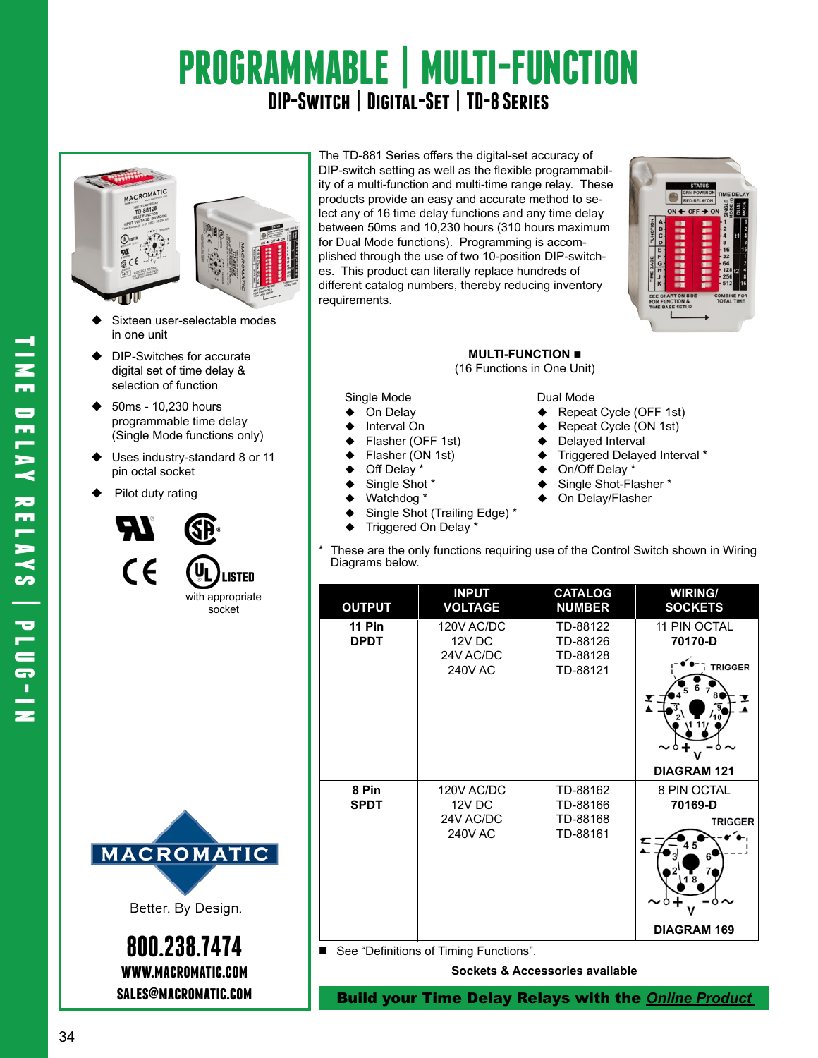# PROGRAMMABLE | MULTI-FUNCTION

## DIP-SWITCH | DIGITAL-SET | TD-8 SERIES

The TD-881 Series offers the digital-set accuracy of DIP-switch setting as well as the flexible programmability of a multi-function and multi-time range relay. These products provide an easy and accurate method to select any of 16 time delay functions and any time delay between 50ms and 10,230 hours (310 hours maximum for Dual Mode functions). Programming is accomplished through the use of two 10-position DIP-switches. This product can literally replace hundreds of different catalog numbers, thereby reducing inventory requirements.

- Sixteen user-selectable modes in one unit
- DIP-Switches for accurate digital set of time delay & selection of function
- 50ms - 10,230 hours programmable time delay (Single Mode functions only)
- Uses industry-standard 8 or 11 pin octal socket
- Pilot duty rating

UL LISTED with appropriate socket

**MULTI-FUNCTION ■**
(16 Functions in One Unit)

| Single Mode | Dual Mode |
|---|---|
| ◆ On Delay | ◆ Repeat Cycle (OFF 1st) |
| ◆ Interval On | ◆ Repeat Cycle (ON 1st) |
| ◆ Flasher (OFF 1st) | ◆ Delayed Interval |
| ◆ Flasher (ON 1st) | ◆ Triggered Delayed Interval * |
| ◆ Off Delay * | ◆ On/Off Delay * |
| ◆ Single Shot * | ◆ Single Shot-Flasher * |
| ◆ Watchdog * | ◆ On Delay/Flasher |
| ◆ Single Shot (Trailing Edge) * | |
| ◆ Triggered On Delay * | |

\* These are the only functions requiring use of the Control Switch shown in Wiring Diagrams below.

| OUTPUT | INPUT VOLTAGE | CATALOG NUMBER | WIRING/ SOCKETS |
|---|---|---|---|
| **11 Pin DPDT** | 120V AC/DC<br>12V DC<br>24V AC/DC<br>240V AC | TD-88122<br>TD-88126<br>TD-88128<br>TD-88121 | 11 PIN OCTAL<br>**70170-D**<br>**DIAGRAM 121** |
| **8 Pin SPDT** | 120V AC/DC<br>12V DC<br>24V AC/DC<br>240V AC | TD-88162<br>TD-88166<br>TD-88168<br>TD-88161 | 8 PIN OCTAL<br>**70169-D**<br>**DIAGRAM 169** |

■ See "Definitions of Timing Functions".

**Sockets & Accessories available**

**Build your Time Delay Relays with the *Online Product***

MACROMATIC
Better. By Design.

**800.238.7474**
**WWW.MACROMATIC.COM**
**SALES@MACROMATIC.COM**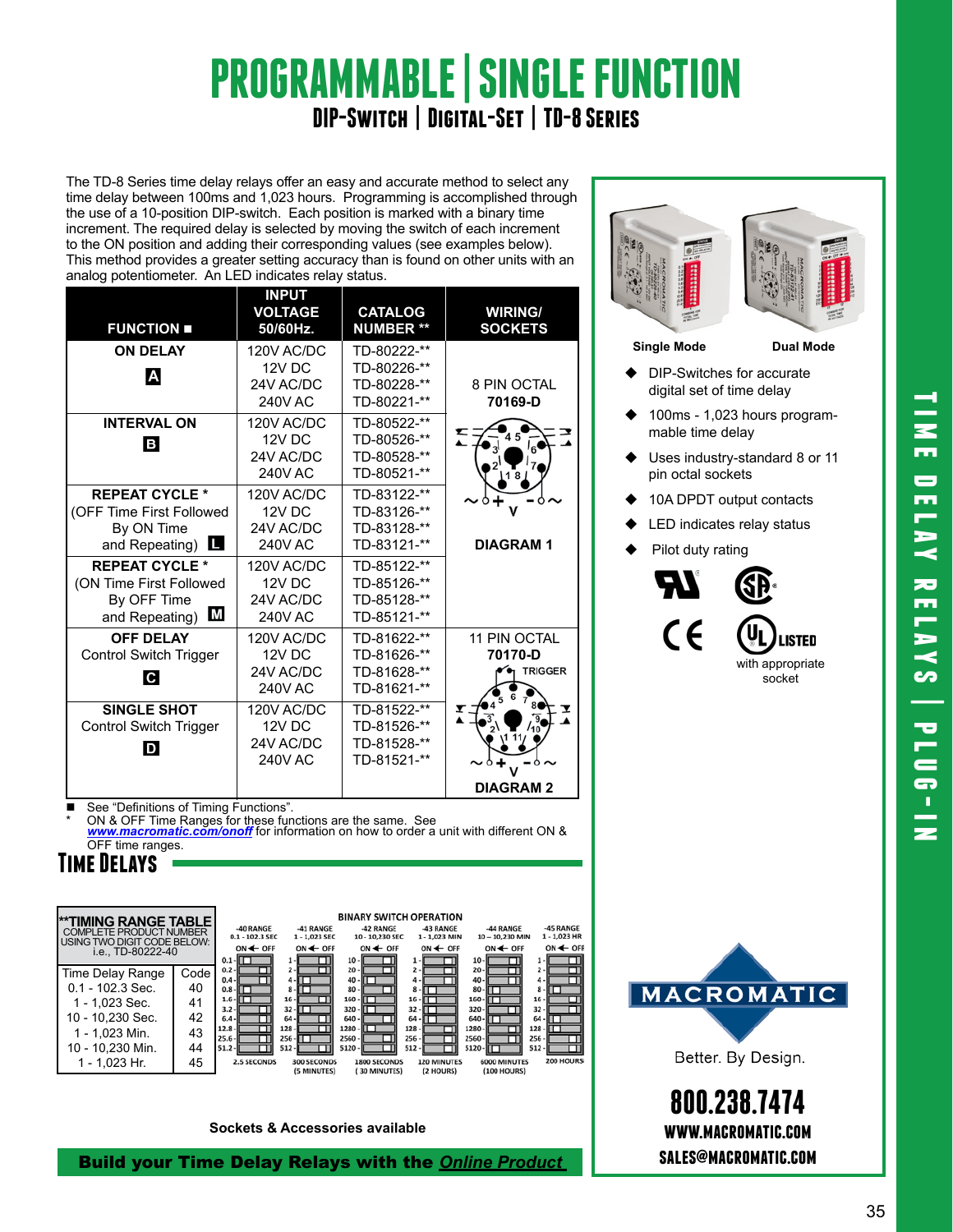# PROGRAMMABLE | SINGLE FUNCTION

## DIP-Switch | Digital-Set | TD-8 Series

The TD-8 Series time delay relays offer an easy and accurate method to select any time delay between 100ms and 1,023 hours. Programming is accomplished through the use of a 10-position DIP-switch. Each position is marked with a binary time increment. The required delay is selected by moving the switch of each increment to the ON position and adding their corresponding values (see examples below). This method provides a greater setting accuracy than is found on other units with an analog potentiometer. An LED indicates relay status.

| FUNCTION ■ | INPUT VOLTAGE 50/60Hz. | CATALOG NUMBER ** | WIRING/ SOCKETS |
|---|---|---|---|
| ON DELAY **A** | 120V AC/DC<br>12V DC<br>24V AC/DC<br>240V AC | TD-80222-**<br>TD-80226-**<br>TD-80228-**<br>TD-80221-** | 8 PIN OCTAL **70169-D** |
| INTERVAL ON **B** | 120V AC/DC<br>12V DC<br>24V AC/DC<br>240V AC | TD-80522-**<br>TD-80526-**<br>TD-80528-**<br>TD-80521-** | |
| REPEAT CYCLE * (OFF Time First Followed By ON Time and Repeating) **L** | 120V AC/DC<br>12V DC<br>24V AC/DC<br>240V AC | TD-83122-**<br>TD-83126-**<br>TD-83128-**<br>TD-83121-** | DIAGRAM 1 |
| REPEAT CYCLE * (ON Time First Followed By OFF Time and Repeating) **M** | 120V AC/DC<br>12V DC<br>24V AC/DC<br>240V AC | TD-85122-**<br>TD-85126-**<br>TD-85128-**<br>TD-85121-** | |
| OFF DELAY Control Switch Trigger **C** | 120V AC/DC<br>12V DC<br>24V AC/DC<br>240V AC | TD-81622-**<br>TD-81626-**<br>TD-81628-**<br>TD-81621-** | 11 PIN OCTAL **70170-D** TRIGGER |
| SINGLE SHOT Control Switch Trigger **D** | 120V AC/DC<br>12V DC<br>24V AC/DC<br>240V AC | TD-81522-**<br>TD-81526-**<br>TD-81528-**<br>TD-81521-** | DIAGRAM 2 |

■ See "Definitions of Timing Functions".
\* ON & OFF Time Ranges for these functions are the same. See ***www.macromatic.com/onoff*** for information on how to order a unit with different ON & OFF time ranges.

Single Mode | Dual Mode

- DIP-Switches for accurate digital set of time delay
- 100ms - 1,023 hours programmable time delay
- Uses industry-standard 8 or 11 pin octal sockets
- 10A DPDT output contacts
- LED indicates relay status
- Pilot duty rating

LISTED with appropriate socket

## TIME DELAYS

**TIMING RANGE TABLE**
COMPLETE PRODUCT NUMBER USING TWO DIGIT CODE BELOW: i.e., TD-80222-40

| Time Delay Range | Code |
|---|---|
| 0.1 - 102.3 Sec. | 40 |
| 1 - 1,023 Sec. | 41 |
| 10 - 10,230 Sec. | 42 |
| 1 - 1,023 Min. | 43 |
| 10 - 10,230 Min. | 44 |
| 1 - 1,023 Hr. | 45 |

**BINARY SWITCH OPERATION**

| -40 RANGE 0.1 - 102.3 SEC | -41 RANGE 1 - 1,023 SEC | -42 RANGE 10 - 10,230 SEC | -43 RANGE 1 - 1,023 MIN | -44 RANGE 10 – 10,230 MIN | -45 RANGE 1 - 1,023 HR |
|---|---|---|---|---|---|
| 0.1, 0.2, 0.4, 0.8, 1.6, 3.2, 6.4, 12.8, 25.6, 51.2 | 1, 2, 4, 8, 16, 32, 64, 128, 256, 512 | 10, 20, 40, 80, 160, 320, 640, 1280, 2560, 5120 | 1, 2, 4, 8, 16, 32, 64, 128, 256, 512 | 10, 20, 40, 80, 160, 320, 640, 1280, 2560, 5120 | 1, 2, 4, 8, 16, 32, 64, 128, 256, 512 |
| 2.5 SECONDS | 300 SECONDS (5 MINUTES) | 1800 SECONDS (30 MINUTES) | 120 MINUTES (2 HOURS) | 6000 MINUTES (100 HOURS) | 200 HOURS |

Sockets & Accessories available

**Build your Time Delay Relays with the *Online Product***

MACROMATIC
Better. By Design.

800.238.7474
WWW.MACROMATIC.COM
SALES@MACROMATIC.COM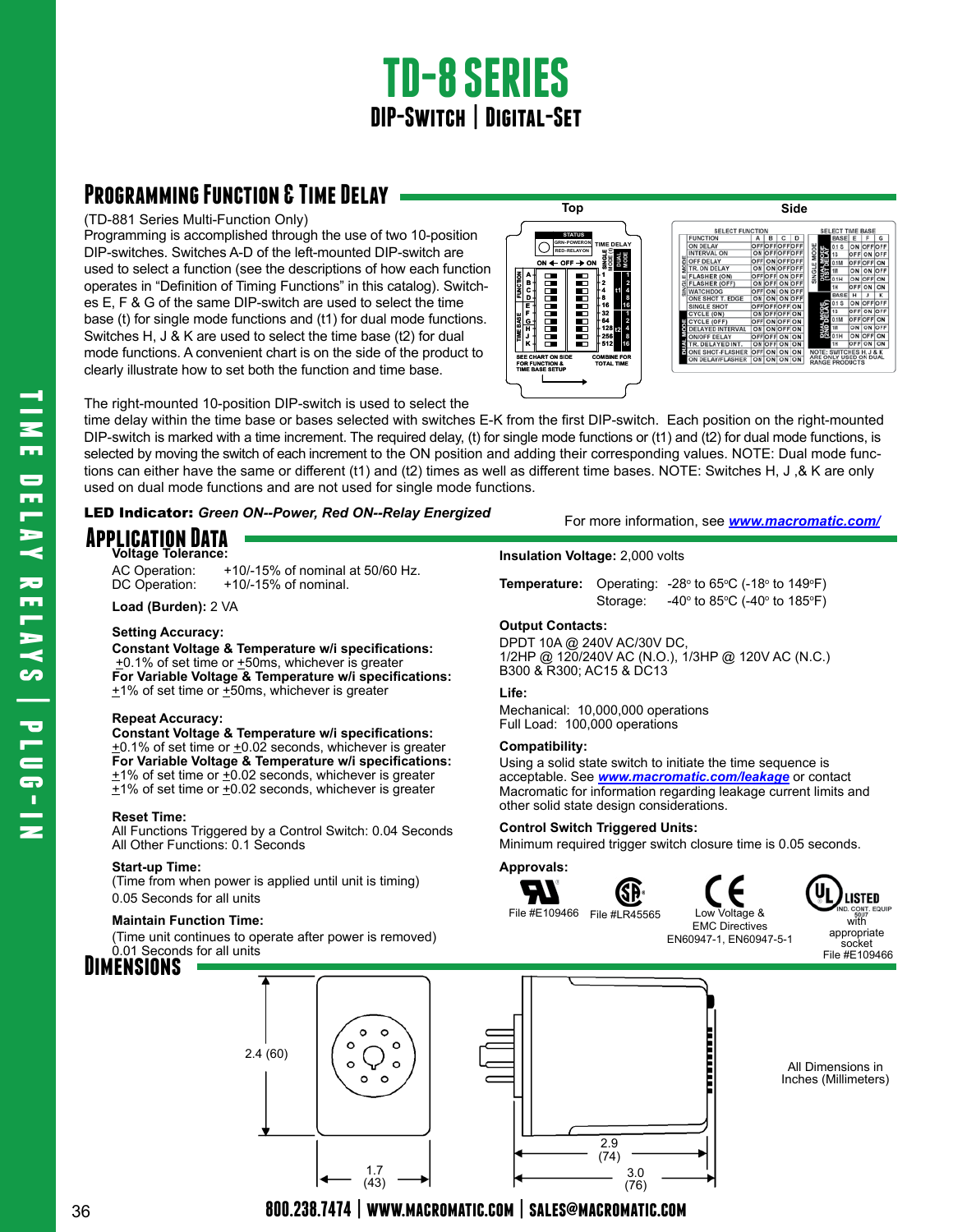# TD-8 SERIES

## DIP-Switch | Digital-Set

## Programming Function & Time Delay

(TD-881 Series Multi-Function Only)

Programming is accomplished through the use of two 10-position DIP-switches. Switches A-D of the left-mounted DIP-switch are used to select a function (see the descriptions of how each function operates in "Definition of Timing Functions" in this catalog). Switches E, F & G of the same DIP-switch are used to select the time base (t) for single mode functions and (t1) for dual mode functions. Switches H, J & K are used to select the time base (t2) for dual mode functions. A convenient chart is on the side of the product to clearly illustrate how to set both the function and time base.

The right-mounted 10-position DIP-switch is used to select the time delay within the time base or bases selected with switches E-K from the first DIP-switch. Each position on the right-mounted DIP-switch is marked with a time increment. The required delay, (t) for single mode functions or (t1) and (t2) for dual mode functions, is selected by moving the switch of each increment to the ON position and adding their corresponding values. NOTE: Dual mode functions can either have the same or different (t1) and (t2) times as well as different time bases. NOTE: Switches H, J ,& K are only used on dual mode functions and are not used for single mode functions.

**LED Indicator:** *Green ON--Power, Red ON--Relay Energized*

For more information, see *www.macromatic.com/*

## Application Data

**Voltage Tolerance:**

AC Operation: +10/-15% of nominal at 50/60 Hz.
DC Operation: +10/-15% of nominal.

**Load (Burden):** 2 VA

**Setting Accuracy:**

**Constant Voltage & Temperature w/i specifications:**
±0.1% of set time or ±50ms, whichever is greater
**For Variable Voltage & Temperature w/i specifications:**
±1% of set time or ±50ms, whichever is greater

**Repeat Accuracy:**

**Constant Voltage & Temperature w/i specifications:**
±0.1% of set time or ±0.02 seconds, whichever is greater
**For Variable Voltage & Temperature w/i specifications:**
±1% of set time or ±0.02 seconds, whichever is greater
±1% of set time or ±0.02 seconds, whichever is greater

**Reset Time:**
All Functions Triggered by a Control Switch: 0.04 Seconds
All Other Functions: 0.1 Seconds

**Start-up Time:**
(Time from when power is applied until unit is timing)
0.05 Seconds for all units

**Maintain Function Time:**
(Time unit continues to operate after power is removed)
0.01 Seconds for all units

**Insulation Voltage:** 2,000 volts

**Temperature:** Operating: -28° to 65°C (-18° to 149°F)
Storage: -40° to 85°C (-40° to 185°F)

**Output Contacts:**
DPDT 10A @ 240V AC/30V DC,
1/2HP @ 120/240V AC (N.O.), 1/3HP @ 120V AC (N.C.)
B300 & R300; AC15 & DC13

**Life:**
Mechanical: 10,000,000 operations
Full Load: 100,000 operations

**Compatibility:**
Using a solid state switch to initiate the time sequence is acceptable. See *www.macromatic.com/leakage* or contact Macromatic for information regarding leakage current limits and other solid state design considerations.

**Control Switch Triggered Units:**
Minimum required trigger switch closure time is 0.05 seconds.

**Approvals:**

File #E109466 | File #LR45565 | Low Voltage & EMC Directives EN60947-1, EN60947-5-1 | LISTED IND. CONT. EQUIP 50J7 with appropriate socket File #E109466

## Dimensions

2.4 (60)
1.7 (43)
2.9 (74)
3.0 (76)

All Dimensions in Inches (Millimeters)